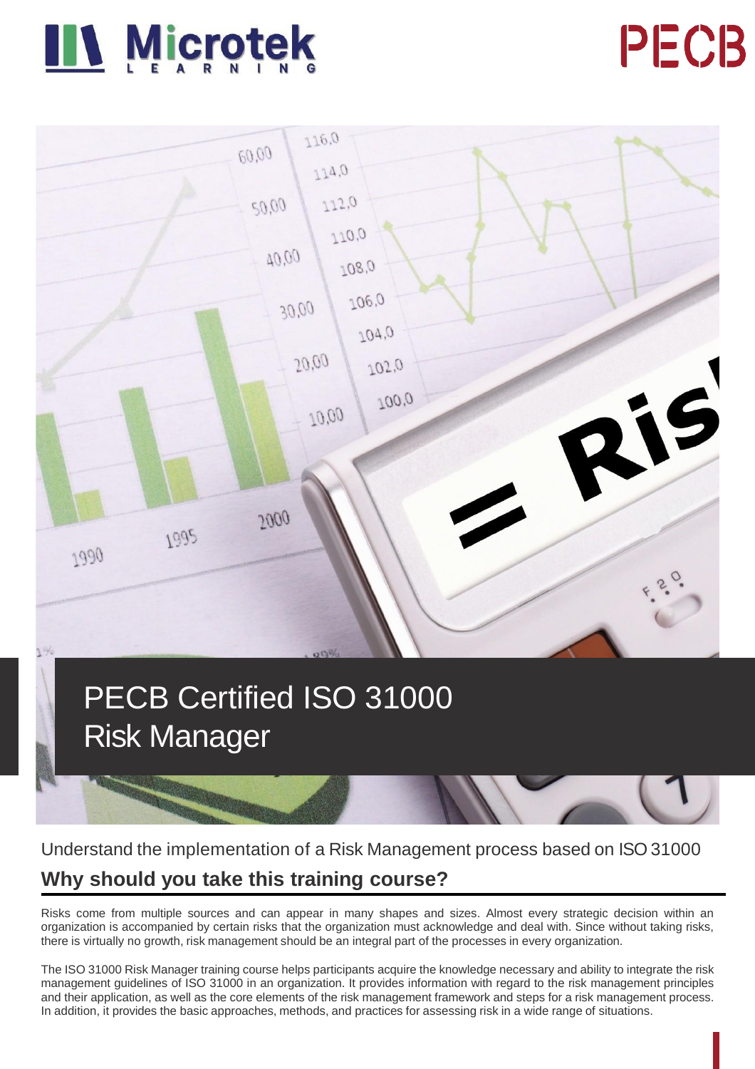# PECB Certified ISO 31000 Risk Manager

Understand the implementation of a Risk Management process based on ISO 31000

## Why should you take this training course?

Risks come from multiple sources and can appear in many shapes and sizes. Almost every strategic decision within an organization is accompanied by certain risks that the organization must acknowledge and deal with. Since without taking risks, there is virtually no growth, risk management should be an integral part of the processes in every organization.

The ISO 31000 Risk Manager training course helps participants acquire the knowledge necessary and ability to integrate the risk management guidelines of ISO 31000 in an organization. It provides information with regard to the risk management principles and their application, as well as the core elements of the risk management framework and steps for a risk management process. In addition, it provides the basic approaches, methods, and practices for assessing risk in a wide range of situations.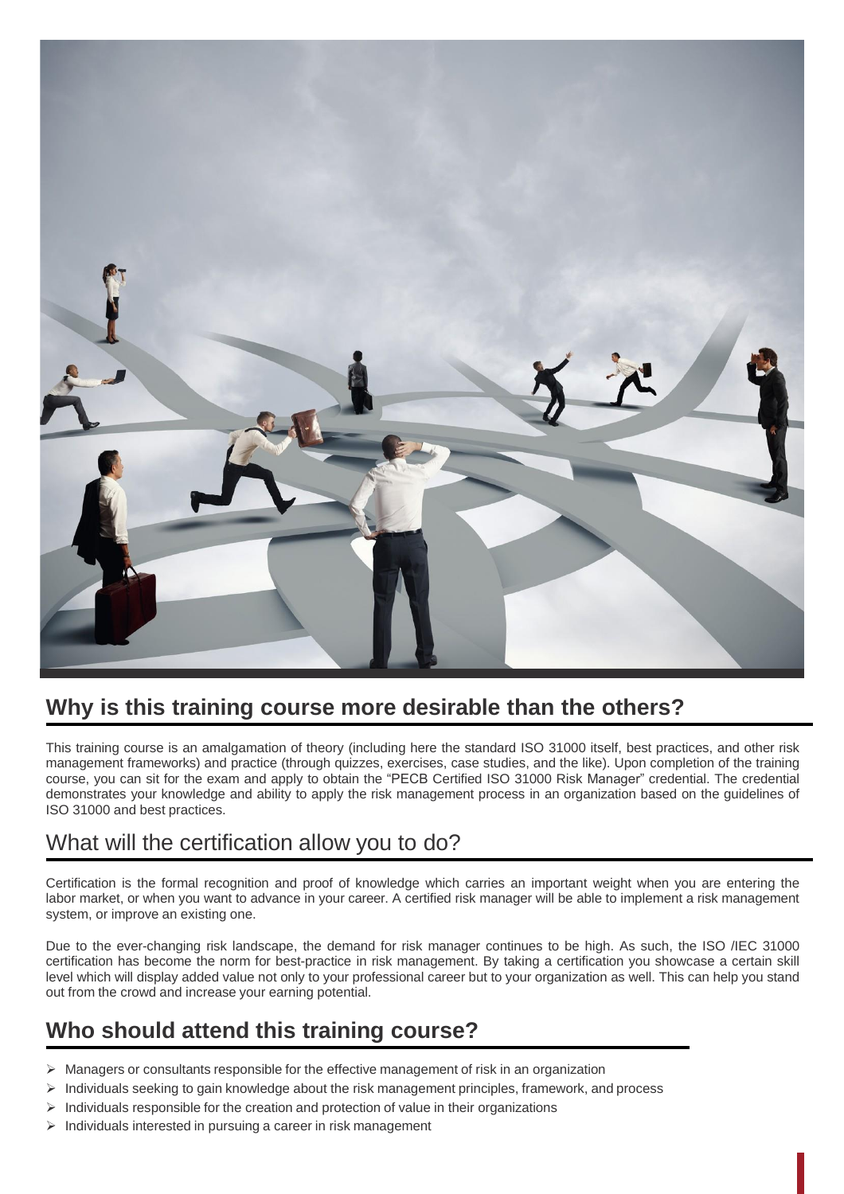## Why is this training course more desirable than the others?

This training course is an amalgamation of theory (including here the standard ISO 31000 itself, best practices, and other risk management frameworks) and practice (through quizzes, exercises, case studies, and the like). Upon completion of the training course, you can sit for the exam and apply to obtain the "PECB Certified ISO 31000 Risk Manager" credential. The credential demonstrates your knowledge and ability to apply the risk management process in an organization based on the guidelines of ISO 31000 and best practices.

## What will the certification allow you to do?

Certification is the formal recognition and proof of knowledge which carries an important weight when you are entering the labor market, or when you want to advance in your career. A certified risk manager will be able to implement a risk management system, or improve an existing one.

Due to the ever-changing risk landscape, the demand for risk manager continues to be high. As such, the ISO /IEC 31000 certification has become the norm for best-practice in risk management. By taking a certification you showcase a certain skill level which will display added value not only to your professional career but to your organization as well. This can help you stand out from the crowd and increase your earning potential.

## Who should attend this training course?

- Managers or consultants responsible for the effective management of risk in an organization
- Individuals seeking to gain knowledge about the risk management principles, framework, and process
- Individuals responsible for the creation and protection of value in their organizations
- Individuals interested in pursuing a career in risk management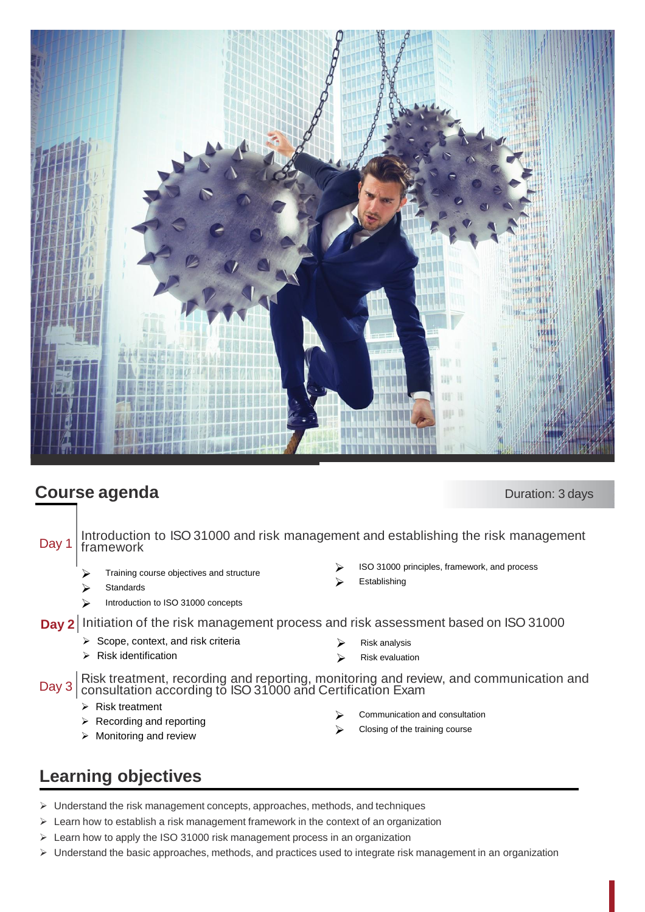## Course agenda

Duration: 3 days

**Day 1** Introduction to ISO 31000 and risk management and establishing the risk management framework

- Training course objectives and structure
- Standards
- Introduction to ISO 31000 concepts
- ISO 31000 principles, framework, and process
- Establishing

**Day 2** Initiation of the risk management process and risk assessment based on ISO 31000

- Scope, context, and risk criteria
- Risk identification
- Risk analysis
- Risk evaluation

**Day 3** Risk treatment, recording and reporting, monitoring and review, and communication and consultation according to ISO 31000 and Certification Exam

- Risk treatment
- Recording and reporting
- Monitoring and review
- Communication and consultation
- Closing of the training course

## Learning objectives

- Understand the risk management concepts, approaches, methods, and techniques
- Learn how to establish a risk management framework in the context of an organization
- Learn how to apply the ISO 31000 risk management process in an organization
- Understand the basic approaches, methods, and practices used to integrate risk management in an organization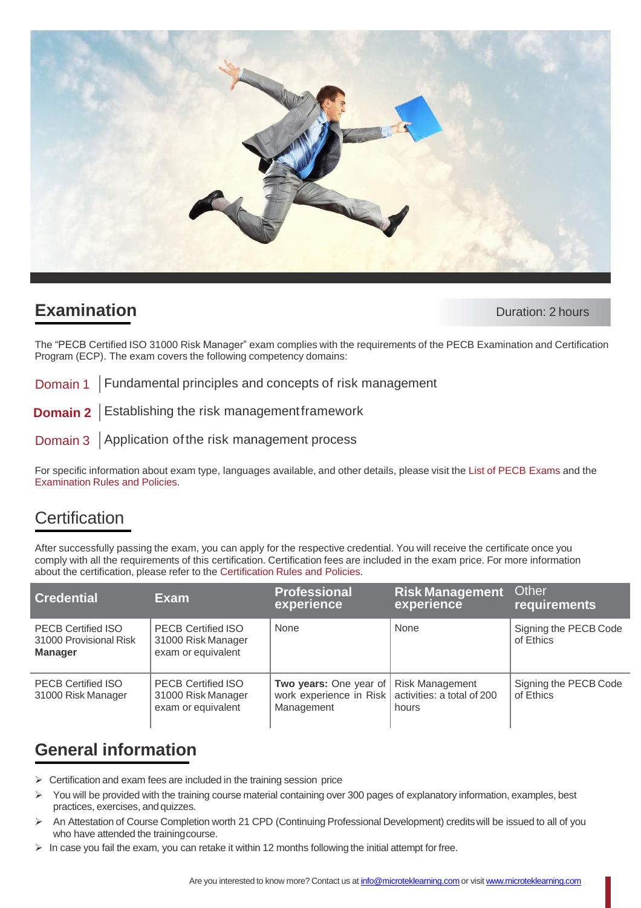## Examination

Duration: 2 hours

The “PECB Certified ISO 31000 Risk Manager” exam complies with the requirements of the PECB Examination and Certification Program (ECP). The exam covers the following competency domains:

**Domain 1** | Fundamental principles and concepts of risk management

**Domain 2** | Establishing the risk management framework

**Domain 3** | Application of the risk management process

For specific information about exam type, languages available, and other details, please visit the List of PECB Exams and the Examination Rules and Policies.

## Certification

After successfully passing the exam, you can apply for the respective credential. You will receive the certificate once you comply with all the requirements of this certification. Certification fees are included in the exam price. For more information about the certification, please refer to the Certification Rules and Policies.

| Credential | Exam | Professional experience | Risk Management experience | Other requirements |
|---|---|---|---|---|
| PECB Certified ISO 31000 Provisional Risk **Manager** | PECB Certified ISO 31000 Risk Manager exam or equivalent | None | None | Signing the PECB Code of Ethics |
| PECB Certified ISO 31000 Risk Manager | PECB Certified ISO 31000 Risk Manager exam or equivalent | **Two years:** One year of work experience in Risk Management | Risk Management activities: a total of 200 hours | Signing the PECB Code of Ethics |

## General information

- Certification and exam fees are included in the training session price
- You will be provided with the training course material containing over 300 pages of explanatory information, examples, best practices, exercises, and quizzes.
- An Attestation of Course Completion worth 21 CPD (Continuing Professional Development) credits will be issued to all of you who have attended the training course.
- In case you fail the exam, you can retake it within 12 months following the initial attempt for free.

Are you interested to know more? Contact us at info@microteklearning.com or visit www.microteklearning.com